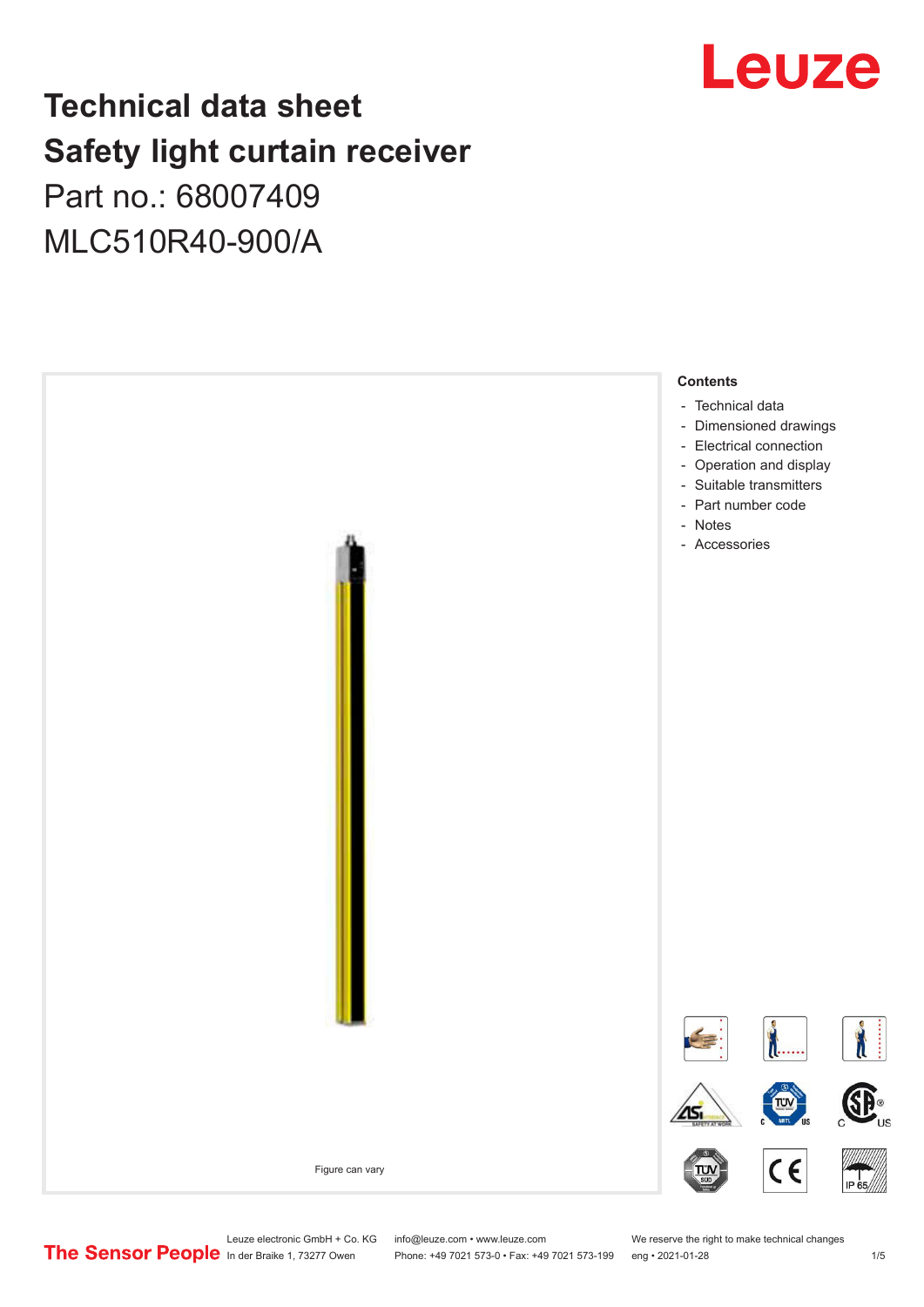# Technical data sheet
# Safety light curtain receiver
## Part no.: 68007409
## MLC510R40-900/A

Figure can vary

**Contents**

- Technical data
- Dimensioned drawings
- Electrical connection
- Operation and display
- Suitable transmitters
- Part number code
- Notes
- Accessories

Leuze electronic GmbH + Co. KG
In der Braike 1, 73277 Owen

info@leuze.com • www.leuze.com
Phone: +49 7021 573-0 • Fax: +49 7021 573-199

We reserve the right to make technical changes
eng • 2021-01-28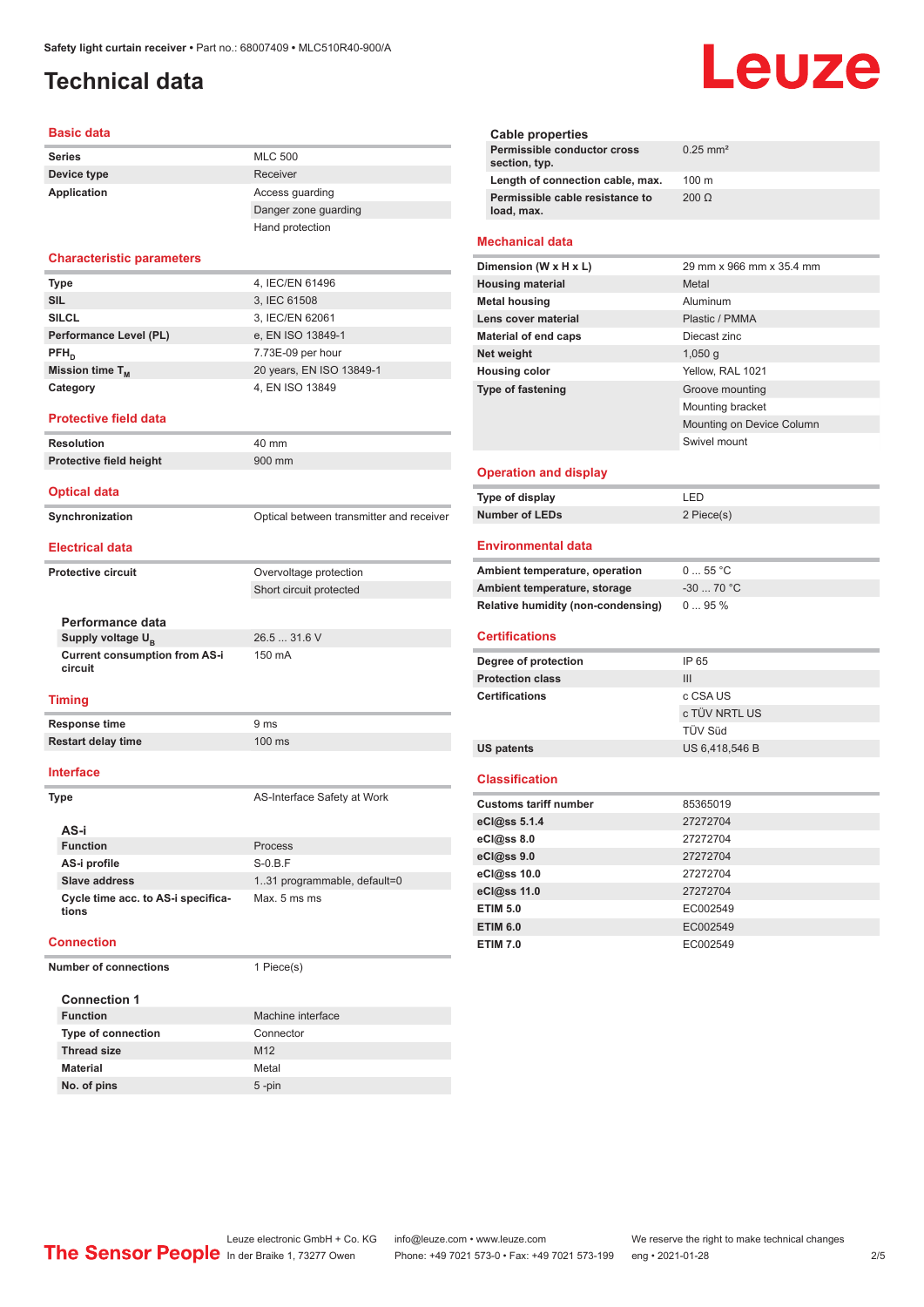Safety light curtain receiver • Part no.: 68007409 • MLC510R40-900/A

# Technical data

## Basic data

| | |
|---|---|
| **Series** | MLC 500 |
| **Device type** | Receiver |
| **Application** | Access guarding |
| | Danger zone guarding |
| | Hand protection |

## Characteristic parameters

| | |
|---|---|
| **Type** | 4, IEC/EN 61496 |
| **SIL** | 3, IEC 61508 |
| **SILCL** | 3, IEC/EN 62061 |
| **Performance Level (PL)** | e, EN ISO 13849-1 |
| **$PFH_D$** | 7.73E-09 per hour |
| **Mission time $T_M$** | 20 years, EN ISO 13849-1 |
| **Category** | 4, EN ISO 13849 |

## Protective field data

| | |
|---|---|
| **Resolution** | 40 mm |
| **Protective field height** | 900 mm |

## Optical data

| | |
|---|---|
| **Synchronization** | Optical between transmitter and receiver |

## Electrical data

| | |
|---|---|
| **Protective circuit** | Overvoltage protection |
| | Short circuit protected |

### Performance data

| | |
|---|---|
| **Supply voltage $U_B$** | 26.5 ... 31.6 V |
| **Current consumption from AS-i circuit** | 150 mA |

## Timing

| | |
|---|---|
| **Response time** | 9 ms |
| **Restart delay time** | 100 ms |

## Interface

| | |
|---|---|
| **Type** | AS-Interface Safety at Work |

### AS-i

| | |
|---|---|
| **Function** | Process |
| **AS-i profile** | S-0.B.F |
| **Slave address** | 1..31 programmable, default=0 |
| **Cycle time acc. to AS-i specifications** | Max. 5 ms ms |

## Connection

| | |
|---|---|
| **Number of connections** | 1 Piece(s) |

### Connection 1

| | |
|---|---|
| **Function** | Machine interface |
| **Type of connection** | Connector |
| **Thread size** | M12 |
| **Material** | Metal |
| **No. of pins** | 5 -pin |

### Cable properties

| | |
|---|---|
| **Permissible conductor cross section, typ.** | 0.25 mm² |
| **Length of connection cable, max.** | 100 m |
| **Permissible cable resistance to load, max.** | 200 Ω |

## Mechanical data

| | |
|---|---|
| **Dimension (W x H x L)** | 29 mm x 966 mm x 35.4 mm |
| **Housing material** | Metal |
| **Metal housing** | Aluminum |
| **Lens cover material** | Plastic / PMMA |
| **Material of end caps** | Diecast zinc |
| **Net weight** | 1,050 g |
| **Housing color** | Yellow, RAL 1021 |
| **Type of fastening** | Groove mounting |
| | Mounting bracket |
| | Mounting on Device Column |
| | Swivel mount |

## Operation and display

| | |
|---|---|
| **Type of display** | LED |
| **Number of LEDs** | 2 Piece(s) |

## Environmental data

| | |
|---|---|
| **Ambient temperature, operation** | 0 ... 55 °C |
| **Ambient temperature, storage** | -30 ... 70 °C |
| **Relative humidity (non-condensing)** | 0 ... 95 % |

## Certifications

| | |
|---|---|
| **Degree of protection** | IP 65 |
| **Protection class** | III |
| **Certifications** | c CSA US |
| | c TÜV NRTL US |
| | TÜV Süd |
| **US patents** | US 6,418,546 B |

## Classification

| | |
|---|---|
| **Customs tariff number** | 85365019 |
| **eCl@ss 5.1.4** | 27272704 |
| **eCl@ss 8.0** | 27272704 |
| **eCl@ss 9.0** | 27272704 |
| **eCl@ss 10.0** | 27272704 |
| **eCl@ss 11.0** | 27272704 |
| **ETIM 5.0** | EC002549 |
| **ETIM 6.0** | EC002549 |
| **ETIM 7.0** | EC002549 |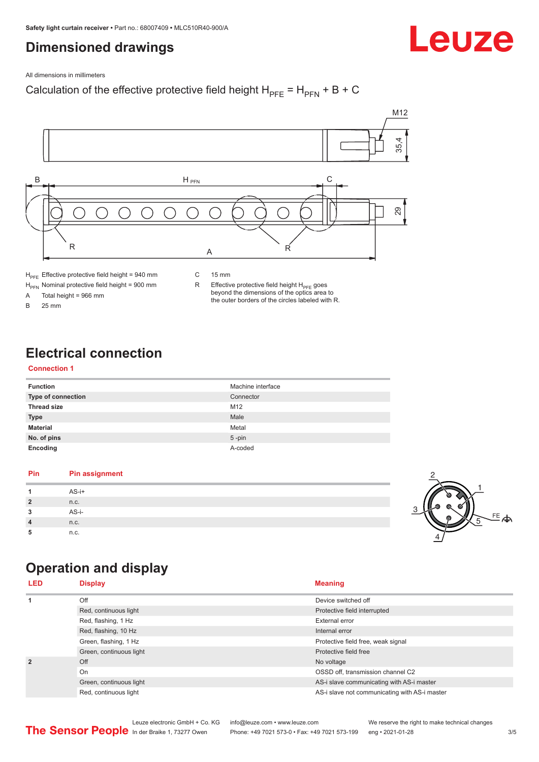# Dimensioned drawings

All dimensions in millimeters

Calculation of the effective protective field height $H_{PFE} = H_{PFN} + B + C$

$H_{PFE}$ Effective protective field height = 940 mm

$H_{PFN}$ Nominal protective field height = 900 mm

A Total height = 966 mm

B 25 mm

C 15 mm

R Effective protective field height $H_{PFE}$ goes beyond the dimensions of the optics area to the outer borders of the circles labeled with R.

# Electrical connection

## Connection 1

| | |
|---|---|
| **Function** | Machine interface |
| **Type of connection** | Connector |
| **Thread size** | M12 |
| **Type** | Male |
| **Material** | Metal |
| **No. of pins** | 5 -pin |
| **Encoding** | A-coded |

| Pin | Pin assignment |
|---|---|
| **1** | AS-i+ |
| **2** | n.c. |
| **3** | AS-i- |
| **4** | n.c. |
| **5** | n.c. |

# Operation and display

| LED | Display | Meaning |
|---|---|---|
| **1** | Off | Device switched off |
| | Red, continuous light | Protective field interrupted |
| | Red, flashing, 1 Hz | External error |
| | Red, flashing, 10 Hz | Internal error |
| | Green, flashing, 1 Hz | Protective field free, weak signal |
| | Green, continuous light | Protective field free |
| **2** | Off | No voltage |
| | On | OSSD off, transmission channel C2 |
| | Green, continuous light | AS-i slave communicating with AS-i master |
| | Red, continuous light | AS-i slave not communicating with AS-i master |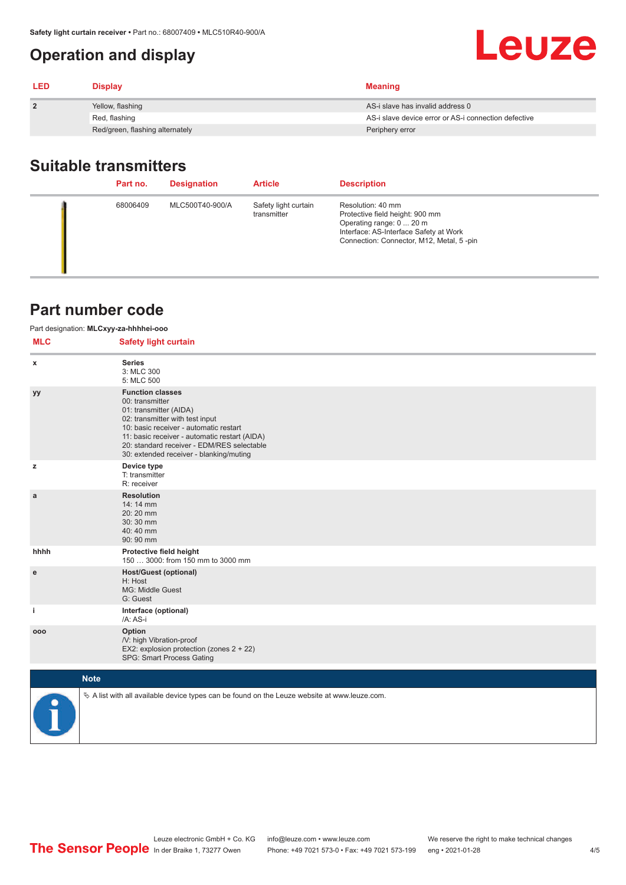# Operation and display

| LED | Display | Meaning |
|---|---|---|
| 2 | Yellow, flashing | AS-i slave has invalid address 0 |
| | Red, flashing | AS-i slave device error or AS-i connection defective |
| | Red/green, flashing alternately | Periphery error |

## Suitable transmitters

| | Part no. | Designation | Article | Description |
|---|---|---|---|---|
| | 68006409 | MLC500T40-900/A | Safety light curtain transmitter | Resolution: 40 mm<br>Protective field height: 900 mm<br>Operating range: 0 ... 20 m<br>Interface: AS-Interface Safety at Work<br>Connection: Connector, M12, Metal, 5 -pin |

## Part number code

Part designation: **MLCxyy-za-hhhhei-ooo**

| MLC | Safety light curtain |
|---|---|
| x | **Series**<br>3: MLC 300<br>5: MLC 500 |
| yy | **Function classes**<br>00: transmitter<br>01: transmitter (AIDA)<br>02: transmitter with test input<br>10: basic receiver - automatic restart<br>11: basic receiver - automatic restart (AIDA)<br>20: standard receiver - EDM/RES selectable<br>30: extended receiver - blanking/muting |
| z | **Device type**<br>T: transmitter<br>R: receiver |
| a | **Resolution**<br>14: 14 mm<br>20: 20 mm<br>30: 30 mm<br>40: 40 mm<br>90: 90 mm |
| hhhh | **Protective field height**<br>150 … 3000: from 150 mm to 3000 mm |
| e | **Host/Guest (optional)**<br>H: Host<br>MG: Middle Guest<br>G: Guest |
| i | **Interface (optional)**<br>/A: AS-i |
| ooo | **Option**<br>/V: high Vibration-proof<br>EX2: explosion protection (zones 2 + 22)<br>SPG: Smart Process Gating |

**Note**

✎ A list with all available device types can be found on the Leuze website at www.leuze.com.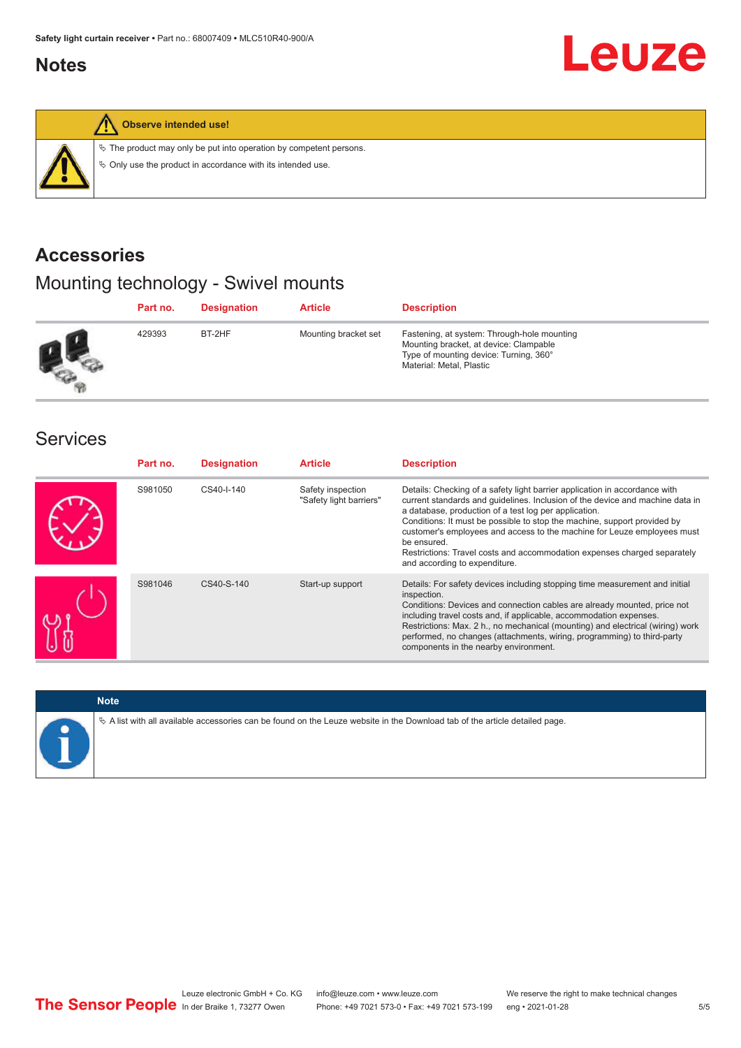## Notes

**Observe intended use!**

- ↳ The product may only be put into operation by competent persons.
- ↳ Only use the product in accordance with its intended use.

## Accessories

### Mounting technology - Swivel mounts

| Part no. | Designation | Article | Description |
|---|---|---|---|
| 429393 | BT-2HF | Mounting bracket set | Fastening, at system: Through-hole mounting<br>Mounting bracket, at device: Clampable<br>Type of mounting device: Turning, 360°<br>Material: Metal, Plastic |

### Services

| Part no. | Designation | Article | Description |
|---|---|---|---|
| S981050 | CS40-I-140 | Safety inspection "Safety light barriers" | Details: Checking of a safety light barrier application in accordance with current standards and guidelines. Inclusion of the device and machine data in a database, production of a test log per application.<br>Conditions: It must be possible to stop the machine, support provided by customer's employees and access to the machine for Leuze employees must be ensured.<br>Restrictions: Travel costs and accommodation expenses charged separately and according to expenditure. |
| S981046 | CS40-S-140 | Start-up support | Details: For safety devices including stopping time measurement and initial inspection.<br>Conditions: Devices and connection cables are already mounted, price not including travel costs and, if applicable, accommodation expenses.<br>Restrictions: Max. 2 h., no mechanical (mounting) and electrical (wiring) work performed, no changes (attachments, wiring, programming) to third-party components in the nearby environment. |

**Note**

- ↳ A list with all available accessories can be found on the Leuze website in the Download tab of the article detailed page.